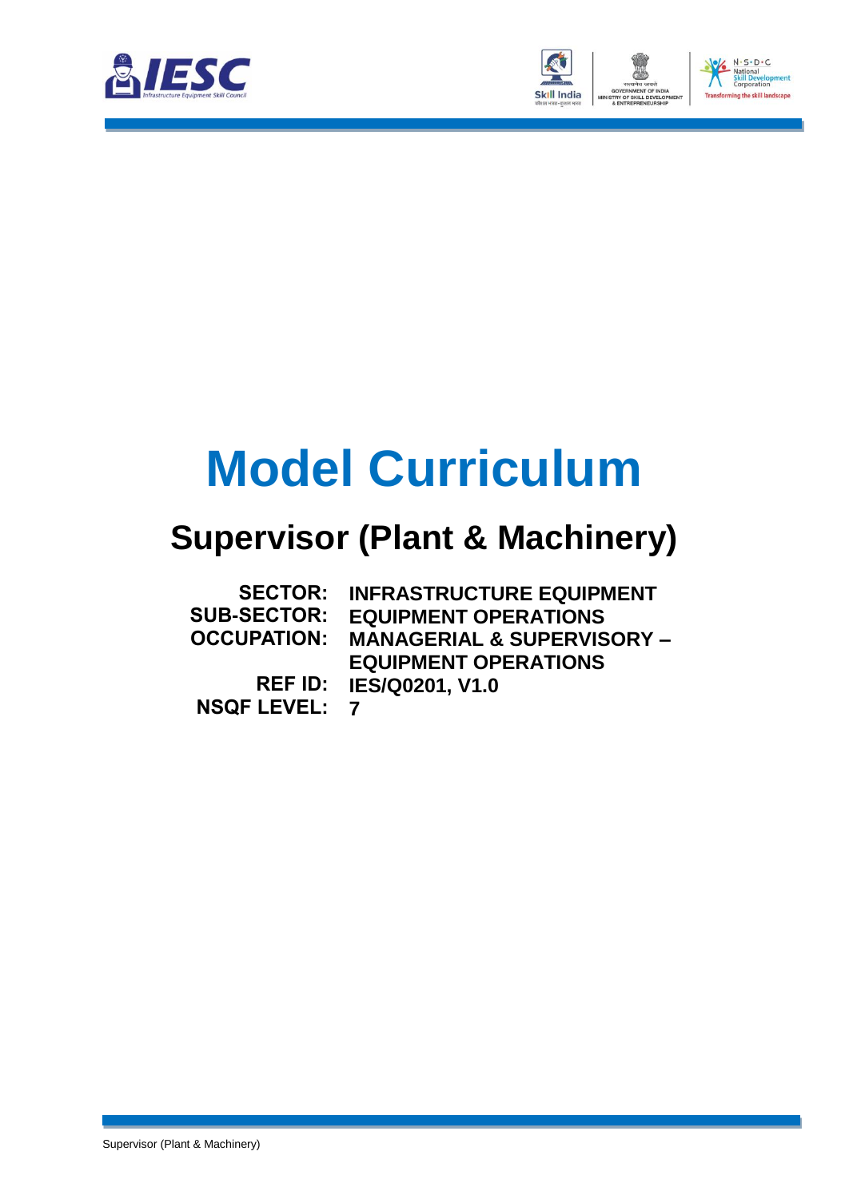# Model Curriculum

## Supervisor (Plant & Machinery)

| | |
|---|---|
| **SECTOR:** | **INFRASTRUCTURE EQUIPMENT** |
| **SUB-SECTOR:** | **EQUIPMENT OPERATIONS** |
| **OCCUPATION:** | **MANAGERIAL & SUPERVISORY – EQUIPMENT OPERATIONS** |
| **REF ID:** | **IES/Q0201, V1.0** |
| **NSQF LEVEL:** | **7** |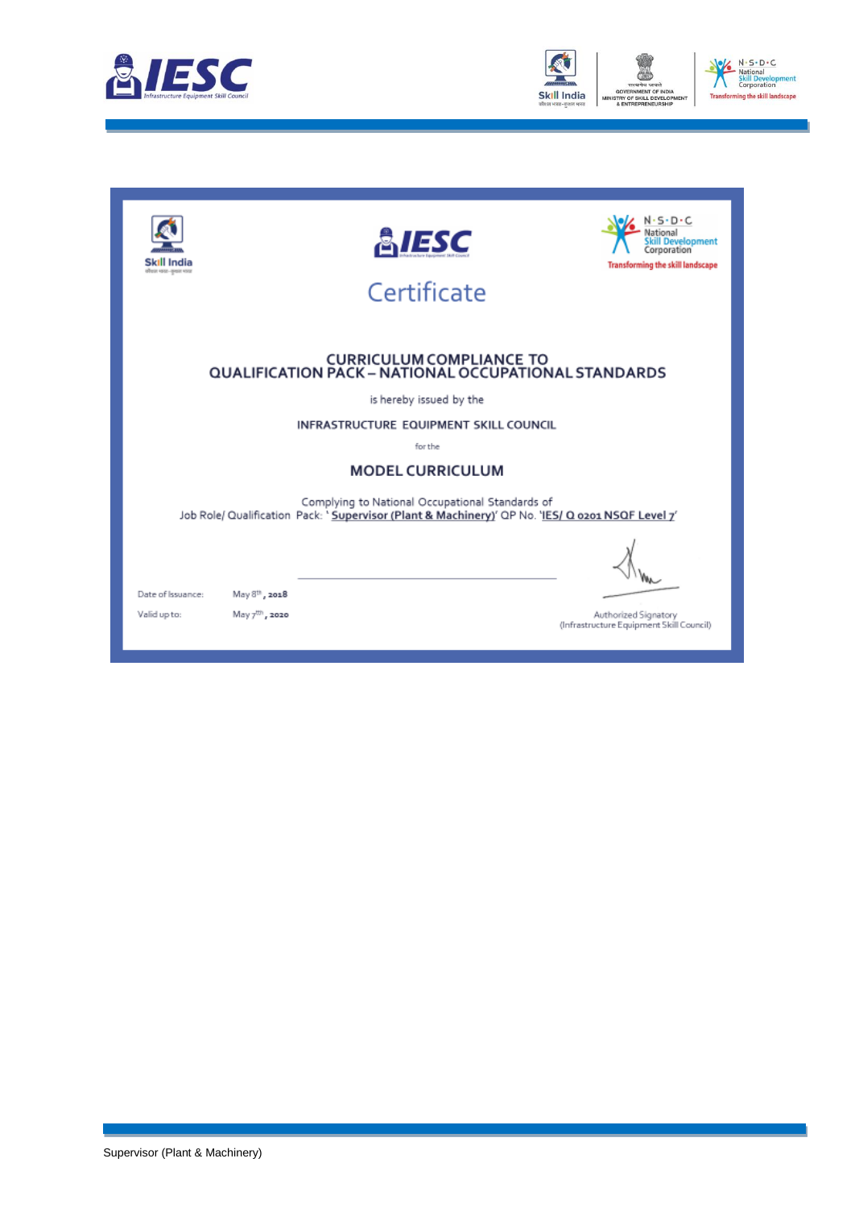# Certificate

## CURRICULUM COMPLIANCE TO QUALIFICATION PACK – NATIONAL OCCUPATIONAL STANDARDS

is hereby issued by the

**INFRASTRUCTURE EQUIPMENT SKILL COUNCIL**

for the

## MODEL CURRICULUM

Complying to National Occupational Standards of
Job Role/ Qualification Pack: '**Supervisor (Plant & Machinery)**' QP No. '**IES/ Q 0201 NSQF Level 7**'

Date of Issuance: May 8th, 2018

Valid up to: May 7th, 2020

Authorized Signatory
(Infrastructure Equipment Skill Council)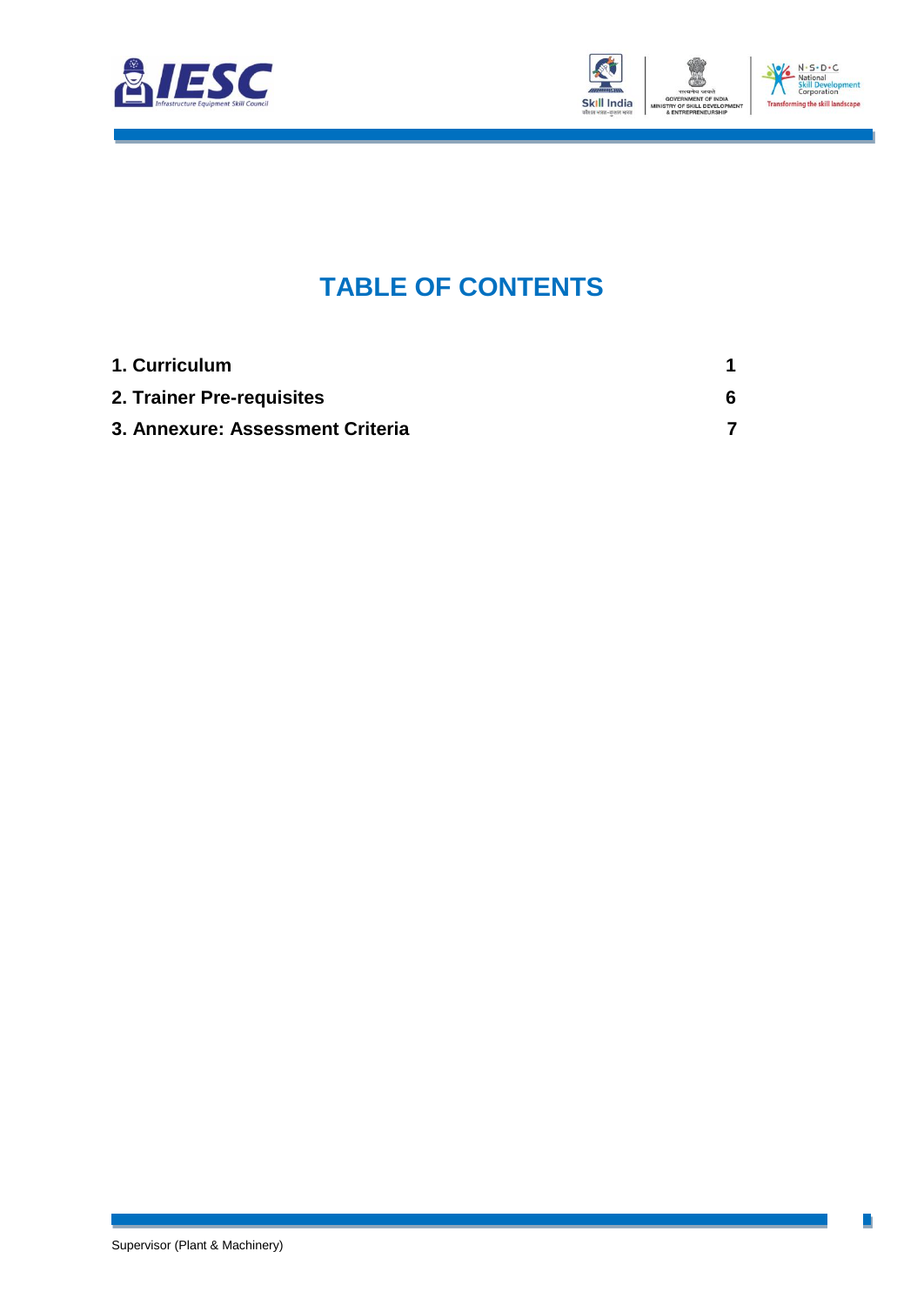# TABLE OF CONTENTS

| | |
|---|---|
| **1. Curriculum** | **1** |
| **2. Trainer Pre-requisites** | **6** |
| **3. Annexure: Assessment Criteria** | **7** |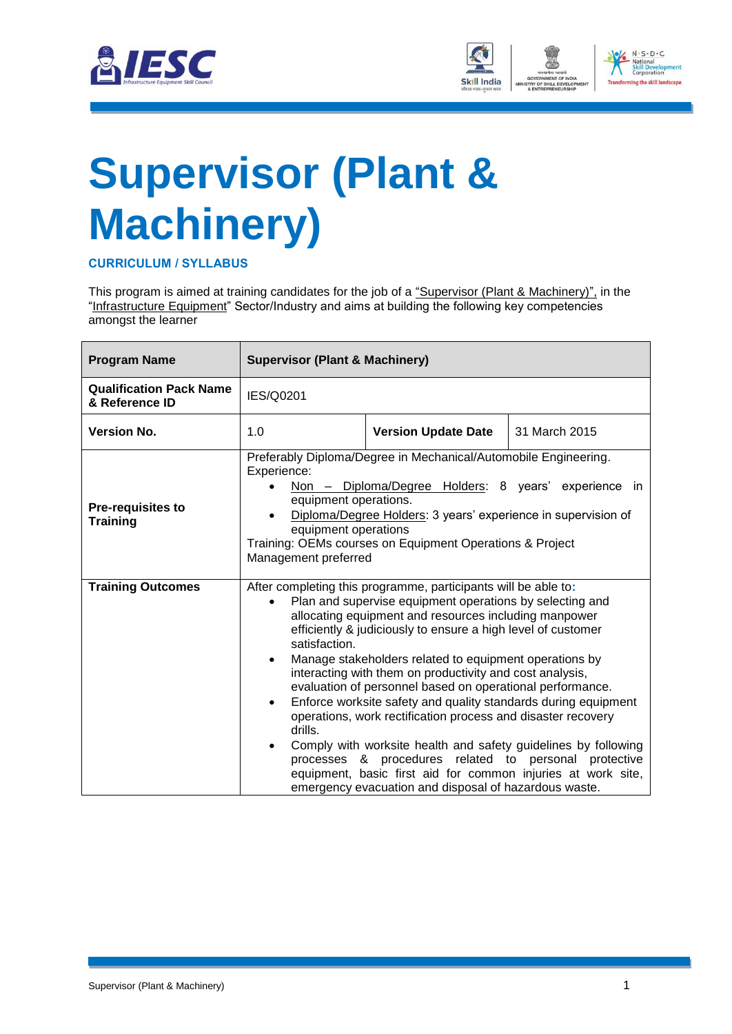# Supervisor (Plant & Machinery)

**CURRICULUM / SYLLABUS**

This program is aimed at training candidates for the job of a "Supervisor (Plant & Machinery)", in the "Infrastructure Equipment" Sector/Industry and aims at building the following key competencies amongst the learner

| **Program Name** | **Supervisor (Plant & Machinery)** | | |
|---|---|---|---|
| **Qualification Pack Name & Reference ID** | IES/Q0201 | | |
| **Version No.** | 1.0 | **Version Update Date** | 31 March 2015 |
| **Pre-requisites to Training** | Preferably Diploma/Degree in Mechanical/Automobile Engineering.<br>Experience:<br>• Non – Diploma/Degree Holders: 8 years' experience in equipment operations.<br>• Diploma/Degree Holders: 3 years' experience in supervision of equipment operations<br>Training: OEMs courses on Equipment Operations & Project Management preferred | | |
| **Training Outcomes** | After completing this programme, participants will be able to:<br>• Plan and supervise equipment operations by selecting and allocating equipment and resources including manpower efficiently & judiciously to ensure a high level of customer satisfaction.<br>• Manage stakeholders related to equipment operations by interacting with them on productivity and cost analysis, evaluation of personnel based on operational performance.<br>• Enforce worksite safety and quality standards during equipment operations, work rectification process and disaster recovery drills.<br>• Comply with worksite health and safety guidelines by following processes & procedures related to personal protective equipment, basic first aid for common injuries at work site, emergency evacuation and disposal of hazardous waste. | | |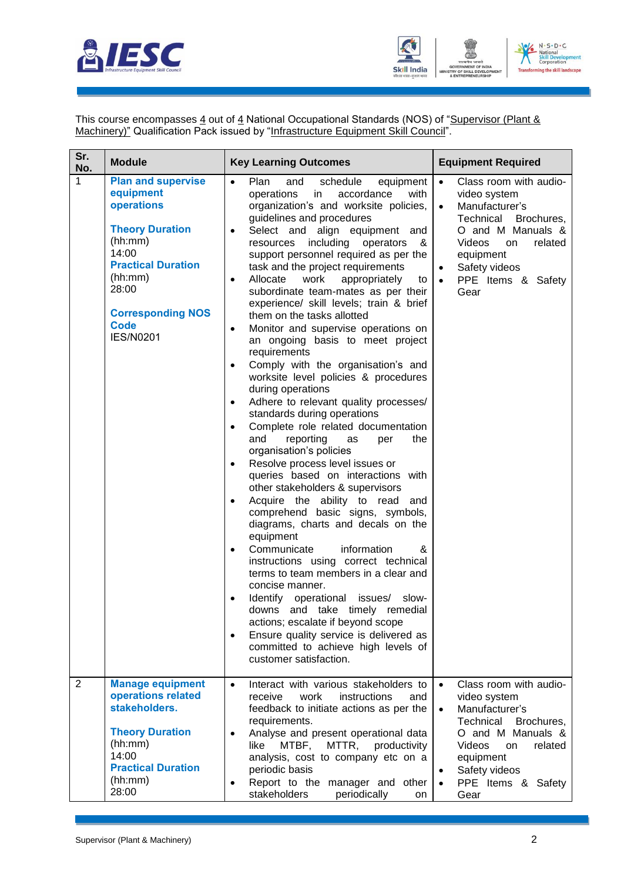This course encompasses 4 out of 4 National Occupational Standards (NOS) of "Supervisor (Plant & Machinery)" Qualification Pack issued by "Infrastructure Equipment Skill Council".

| Sr. No. | Module | Key Learning Outcomes | Equipment Required |
|---|---|---|---|
| 1 | **Plan and supervise equipment operations**<br><br>**Theory Duration** (hh:mm)<br>14:00<br>**Practical Duration** (hh:mm)<br>28:00<br><br>**Corresponding NOS Code**<br>IES/N0201 | • Plan and schedule equipment operations in accordance with organization's and worksite policies, guidelines and procedures<br>• Select and align equipment and resources including operators & support personnel required as per the task and the project requirements<br>• Allocate work appropriately to subordinate team-mates as per their experience/ skill levels; train & brief them on the tasks allotted<br>• Monitor and supervise operations on an ongoing basis to meet project requirements<br>• Comply with the organisation's and worksite level policies & procedures during operations<br>• Adhere to relevant quality processes/ standards during operations<br>• Complete role related documentation and reporting as per the organisation's policies<br>• Resolve process level issues or queries based on interactions with other stakeholders & supervisors<br>• Acquire the ability to read and comprehend basic signs, symbols, diagrams, charts and decals on the equipment<br>• Communicate information & instructions using correct technical terms to team members in a clear and concise manner.<br>• Identify operational issues/ slow-downs and take timely remedial actions; escalate if beyond scope<br>• Ensure quality service is delivered as committed to achieve high levels of customer satisfaction. | • Class room with audio-video system<br>• Manufacturer's Technical Brochures, O and M Manuals & Videos on related equipment<br>• Safety videos<br>• PPE Items & Safety Gear |
| 2 | **Manage equipment operations related stakeholders.**<br><br>**Theory Duration** (hh:mm)<br>14:00<br>**Practical Duration** (hh:mm)<br>28:00 | • Interact with various stakeholders to receive work instructions and feedback to initiate actions as per the requirements.<br>• Analyse and present operational data like MTBF, MTTR, productivity analysis, cost to company etc on a periodic basis<br>• Report to the manager and other stakeholders periodically on | • Class room with audio-video system<br>• Manufacturer's Technical Brochures, O and M Manuals & Videos on related equipment<br>• Safety videos<br>• PPE Items & Safety Gear |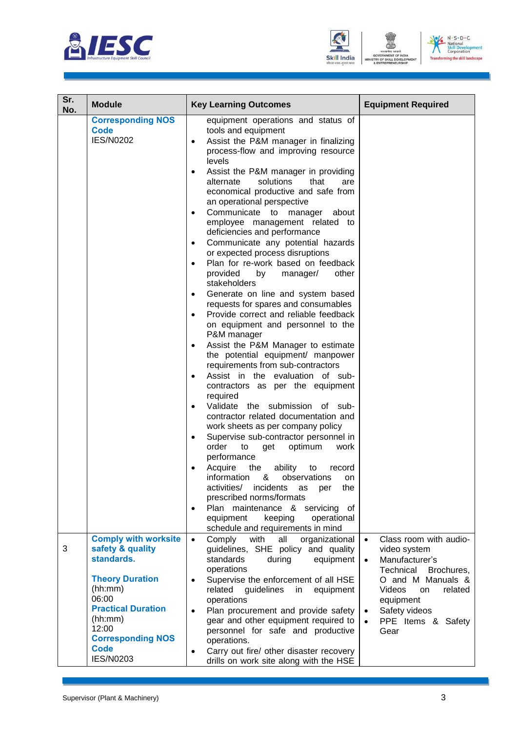| Sr. No. | Module | Key Learning Outcomes | Equipment Required |
|---|---|---|---|
| | **Corresponding NOS Code**<br>IES/N0202 | equipment operations and status of tools and equipment<br>• Assist the P&M manager in finalizing process-flow and improving resource levels<br>• Assist the P&M manager in providing alternate solutions that are economical productive and safe from an operational perspective<br>• Communicate to manager about employee management related to deficiencies and performance<br>• Communicate any potential hazards or expected process disruptions<br>• Plan for re-work based on feedback provided by manager/ other stakeholders<br>• Generate on line and system based requests for spares and consumables<br>• Provide correct and reliable feedback on equipment and personnel to the P&M manager<br>• Assist the P&M Manager to estimate the potential equipment/ manpower requirements from sub-contractors<br>• Assist in the evaluation of sub-contractors as per the equipment required<br>• Validate the submission of sub-contractor related documentation and work sheets as per company policy<br>• Supervise sub-contractor personnel in order to get optimum work performance<br>• Acquire the ability to record information & observations on activities/ incidents as per the prescribed norms/formats<br>• Plan maintenance & servicing of equipment keeping operational schedule and requirements in mind | |
| 3 | **Comply with worksite safety & quality standards.**<br><br>**Theory Duration** (hh:mm)<br>06:00<br>**Practical Duration** (hh:mm)<br>12:00<br>**Corresponding NOS Code**<br>IES/N0203 | • Comply with all organizational guidelines, SHE policy and quality standards during equipment operations<br>• Supervise the enforcement of all HSE related guidelines in equipment operations<br>• Plan procurement and provide safety gear and other equipment required to personnel for safe and productive operations.<br>• Carry out fire/ other disaster recovery drills on work site along with the HSE | • Class room with audio-video system<br>• Manufacturer's Technical Brochures, O and M Manuals & Videos on related equipment<br>• Safety videos<br>• PPE Items & Safety Gear |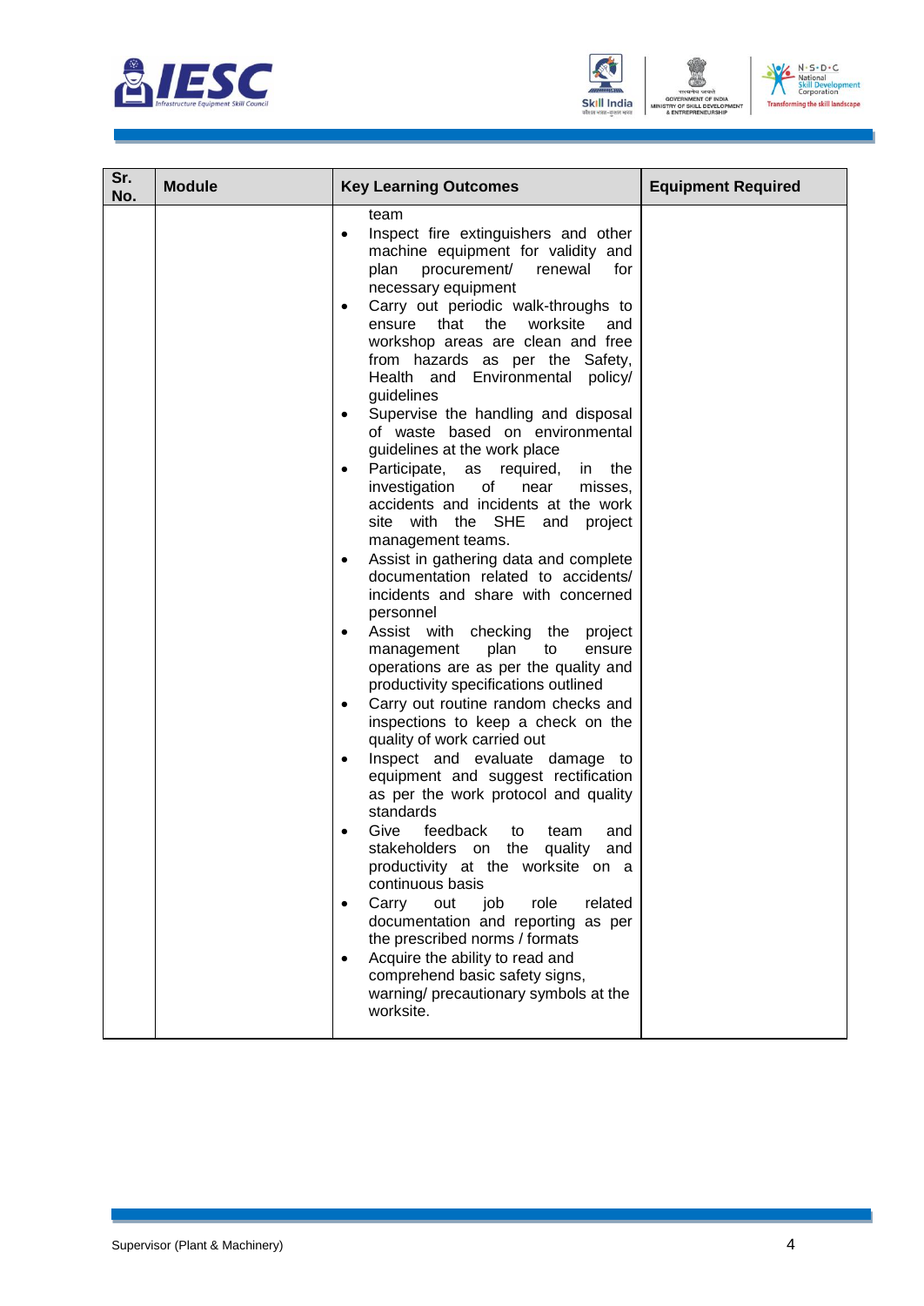| Sr. No. | Module | Key Learning Outcomes | Equipment Required |
|---|---|---|---|
| | | team<br>• Inspect fire extinguishers and other machine equipment for validity and plan procurement/ renewal for necessary equipment<br>• Carry out periodic walk-throughs to ensure that the worksite and workshop areas are clean and free from hazards as per the Safety, Health and Environmental policy/ guidelines<br>• Supervise the handling and disposal of waste based on environmental guidelines at the work place<br>• Participate, as required, in the investigation of near misses, accidents and incidents at the work site with the SHE and project management teams.<br>• Assist in gathering data and complete documentation related to accidents/ incidents and share with concerned personnel<br>• Assist with checking the project management plan to ensure operations are as per the quality and productivity specifications outlined<br>• Carry out routine random checks and inspections to keep a check on the quality of work carried out<br>• Inspect and evaluate damage to equipment and suggest rectification as per the work protocol and quality standards<br>• Give feedback to team and stakeholders on the quality and productivity at the worksite on a continuous basis<br>• Carry out job role related documentation and reporting as per the prescribed norms / formats<br>• Acquire the ability to read and comprehend basic safety signs, warning/ precautionary symbols at the worksite. | |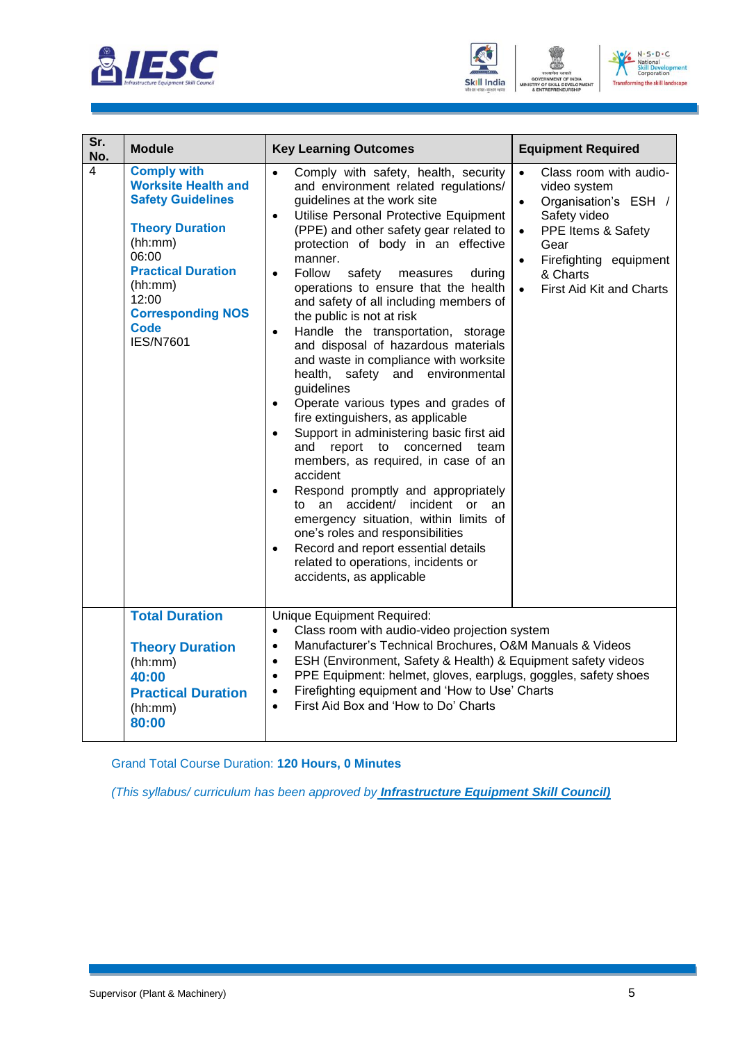| Sr. No. | Module | Key Learning Outcomes | Equipment Required |
|---|---|---|---|
| 4 | **Comply with Worksite Health and Safety Guidelines**<br><br>**Theory Duration** (hh:mm) 06:00<br>**Practical Duration** (hh:mm) 12:00<br>**Corresponding NOS Code** IES/N7601 | • Comply with safety, health, security and environment related regulations/ guidelines at the work site<br>• Utilise Personal Protective Equipment (PPE) and other safety gear related to protection of body in an effective manner.<br>• Follow safety measures during operations to ensure that the health and safety of all including members of the public is not at risk<br>• Handle the transportation, storage and disposal of hazardous materials and waste in compliance with worksite health, safety and environmental guidelines<br>• Operate various types and grades of fire extinguishers, as applicable<br>• Support in administering basic first aid and report to concerned team members, as required, in case of an accident<br>• Respond promptly and appropriately to an accident/ incident or an emergency situation, within limits of one's roles and responsibilities<br>• Record and report essential details related to operations, incidents or accidents, as applicable | • Class room with audio-video system<br>• Organisation's ESH / Safety video<br>• PPE Items & Safety Gear<br>• Firefighting equipment & Charts<br>• First Aid Kit and Charts |
| | **Total Duration**<br><br>**Theory Duration** (hh:mm) **40:00**<br>**Practical Duration** (hh:mm) **80:00** | Unique Equipment Required:<br>• Class room with audio-video projection system<br>• Manufacturer's Technical Brochures, O&M Manuals & Videos<br>• ESH (Environment, Safety & Health) & Equipment safety videos<br>• PPE Equipment: helmet, gloves, earplugs, goggles, safety shoes<br>• Firefighting equipment and 'How to Use' Charts<br>• First Aid Box and 'How to Do' Charts | |

Grand Total Course Duration: **120 Hours, 0 Minutes**

*(This syllabus/ curriculum has been approved by* ***Infrastructure Equipment Skill Council)***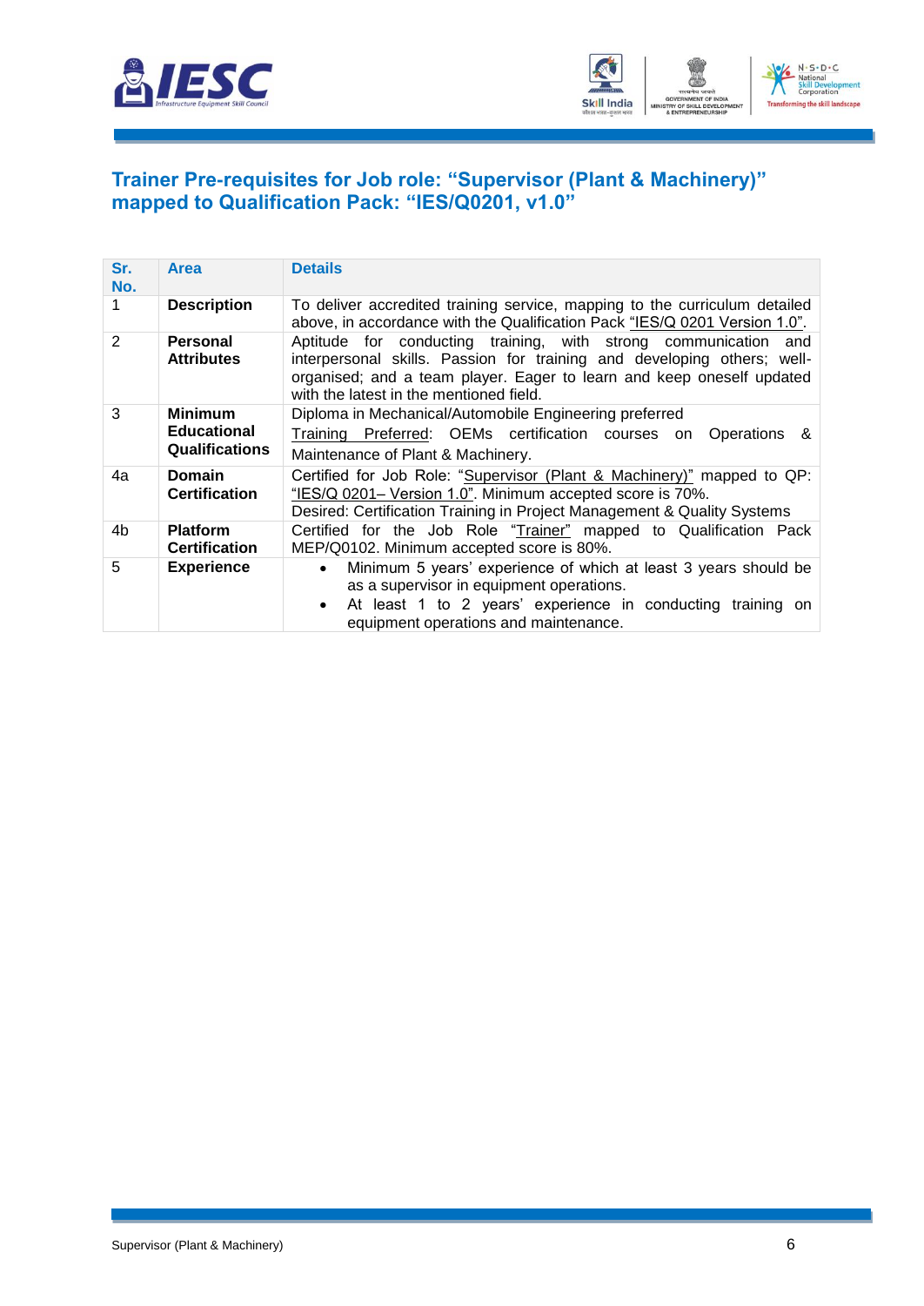## Trainer Pre-requisites for Job role: "Supervisor (Plant & Machinery)" mapped to Qualification Pack: "IES/Q0201, v1.0"

| Sr. No. | Area | Details |
|---|---|---|
| 1 | **Description** | To deliver accredited training service, mapping to the curriculum detailed above, in accordance with the Qualification Pack "IES/Q 0201 Version 1.0". |
| 2 | **Personal Attributes** | Aptitude for conducting training, with strong communication and interpersonal skills. Passion for training and developing others; well-organised; and a team player. Eager to learn and keep oneself updated with the latest in the mentioned field. |
| 3 | **Minimum Educational Qualifications** | Diploma in Mechanical/Automobile Engineering preferred<br>Training Preferred: OEMs certification courses on Operations & Maintenance of Plant & Machinery. |
| 4a | **Domain Certification** | Certified for Job Role: "Supervisor (Plant & Machinery)" mapped to QP: "IES/Q 0201– Version 1.0". Minimum accepted score is 70%.<br>Desired: Certification Training in Project Management & Quality Systems |
| 4b | **Platform Certification** | Certified for the Job Role "Trainer" mapped to Qualification Pack MEP/Q0102. Minimum accepted score is 80%. |
| 5 | **Experience** | • Minimum 5 years' experience of which at least 3 years should be as a supervisor in equipment operations.<br>• At least 1 to 2 years' experience in conducting training on equipment operations and maintenance. |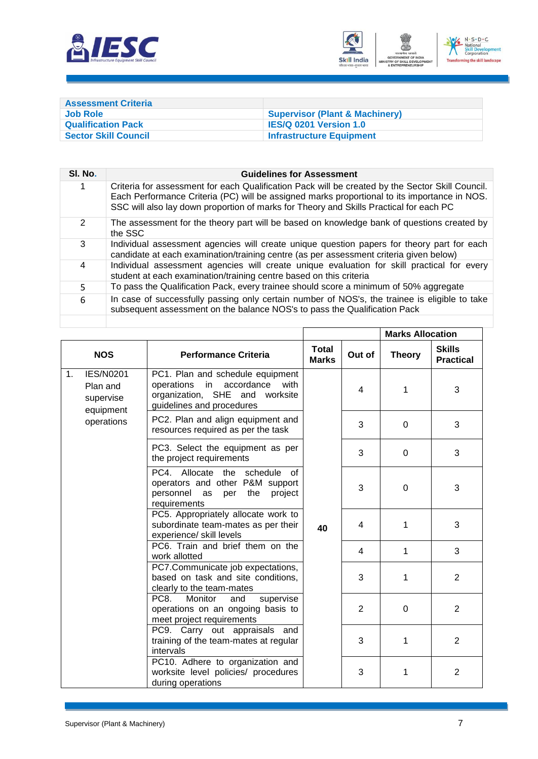| Assessment Criteria | |
|---|---|
| Job Role | Supervisor (Plant & Machinery) |
| Qualification Pack | IES/Q 0201 Version 1.0 |
| Sector Skill Council | Infrastructure Equipment |

| Sl. No. | Guidelines for Assessment |
|---|---|
| 1 | Criteria for assessment for each Qualification Pack will be created by the Sector Skill Council. Each Performance Criteria (PC) will be assigned marks proportional to its importance in NOS. SSC will also lay down proportion of marks for Theory and Skills Practical for each PC |
| 2 | The assessment for the theory part will be based on knowledge bank of questions created by the SSC |
| 3 | Individual assessment agencies will create unique question papers for theory part for each candidate at each examination/training centre (as per assessment criteria given below) |
| 4 | Individual assessment agencies will create unique evaluation for skill practical for every student at each examination/training centre based on this criteria |
| 5 | To pass the Qualification Pack, every trainee should score a minimum of 50% aggregate |
| 6 | In case of successfully passing only certain number of NOS's, the trainee is eligible to take subsequent assessment on the balance NOS's to pass the Qualification Pack |
| | |

| NOS | Performance Criteria | Total Marks | Out of | Marks Allocation | |
|---|---|---|---|---|---|
| | | | | Theory | Skills Practical |
| 1. IES/N0201 Plan and supervise equipment operations | PC1. Plan and schedule equipment operations in accordance with organization, SHE and worksite guidelines and procedures | 40 | 4 | 1 | 3 |
| | PC2. Plan and align equipment and resources required as per the task | | 3 | 0 | 3 |
| | PC3. Select the equipment as per the project requirements | | 3 | 0 | 3 |
| | PC4. Allocate the schedule of operators and other P&M support personnel as per the project requirements | | 3 | 0 | 3 |
| | PC5. Appropriately allocate work to subordinate team-mates as per their experience/ skill levels | | 4 | 1 | 3 |
| | PC6. Train and brief them on the work allotted | | 4 | 1 | 3 |
| | PC7.Communicate job expectations, based on task and site conditions, clearly to the team-mates | | 3 | 1 | 2 |
| | PC8. Monitor and supervise operations on an ongoing basis to meet project requirements | | 2 | 0 | 2 |
| | PC9. Carry out appraisals and training of the team-mates at regular intervals | | 3 | 1 | 2 |
| | PC10. Adhere to organization and worksite level policies/ procedures during operations | | 3 | 1 | 2 |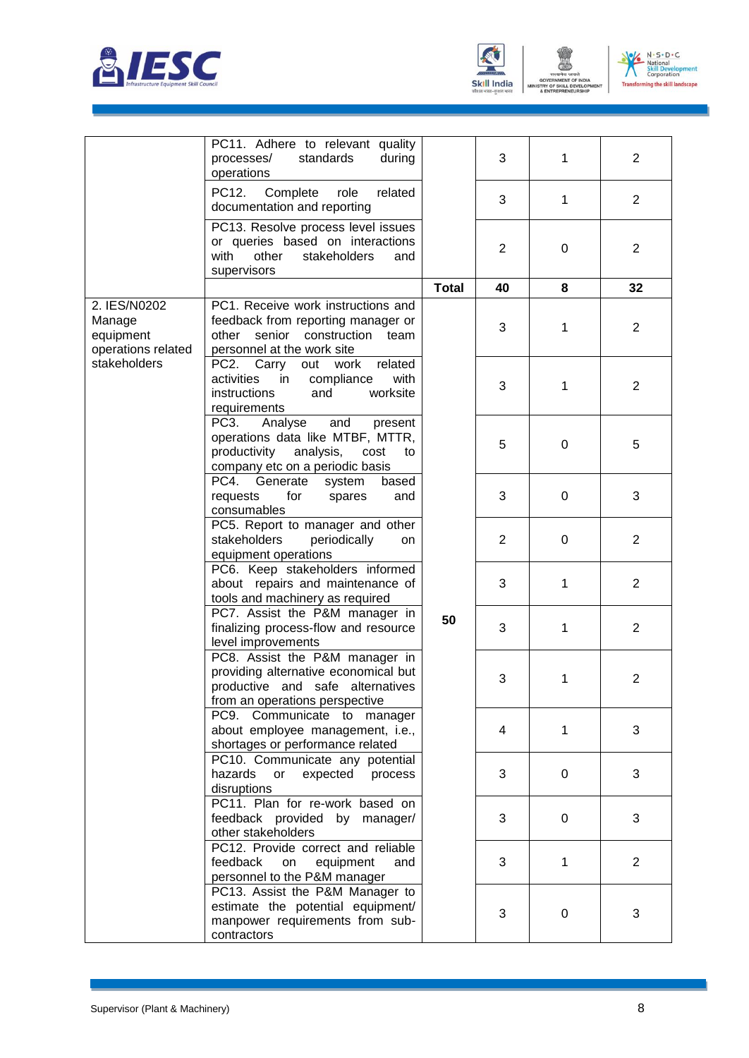| | PC11. Adhere to relevant quality processes/ standards during operations | | 3 | 1 | 2 |
|---|---|---|---|---|---|
| | PC12. Complete role related documentation and reporting | | 3 | 1 | 2 |
| | PC13. Resolve process level issues or queries based on interactions with other stakeholders and supervisors | | 2 | 0 | 2 |
| | | **Total** | **40** | **8** | **32** |
| 2. IES/N0202 Manage equipment operations related stakeholders | PC1. Receive work instructions and feedback from reporting manager or other senior construction team personnel at the work site | **50** | 3 | 1 | 2 |
| | PC2. Carry out work related activities in compliance with instructions and worksite requirements | | 3 | 1 | 2 |
| | PC3. Analyse and present operations data like MTBF, MTTR, productivity analysis, cost to company etc on a periodic basis | | 5 | 0 | 5 |
| | PC4. Generate system based requests for spares and consumables | | 3 | 0 | 3 |
| | PC5. Report to manager and other stakeholders periodically on equipment operations | | 2 | 0 | 2 |
| | PC6. Keep stakeholders informed about repairs and maintenance of tools and machinery as required | | 3 | 1 | 2 |
| | PC7. Assist the P&M manager in finalizing process-flow and resource level improvements | | 3 | 1 | 2 |
| | PC8. Assist the P&M manager in providing alternative economical but productive and safe alternatives from an operations perspective | | 3 | 1 | 2 |
| | PC9. Communicate to manager about employee management, i.e., shortages or performance related | | 4 | 1 | 3 |
| | PC10. Communicate any potential hazards or expected process disruptions | | 3 | 0 | 3 |
| | PC11. Plan for re-work based on feedback provided by manager/ other stakeholders | | 3 | 0 | 3 |
| | PC12. Provide correct and reliable feedback on equipment and personnel to the P&M manager | | 3 | 1 | 2 |
| | PC13. Assist the P&M Manager to estimate the potential equipment/ manpower requirements from sub-contractors | | 3 | 0 | 3 |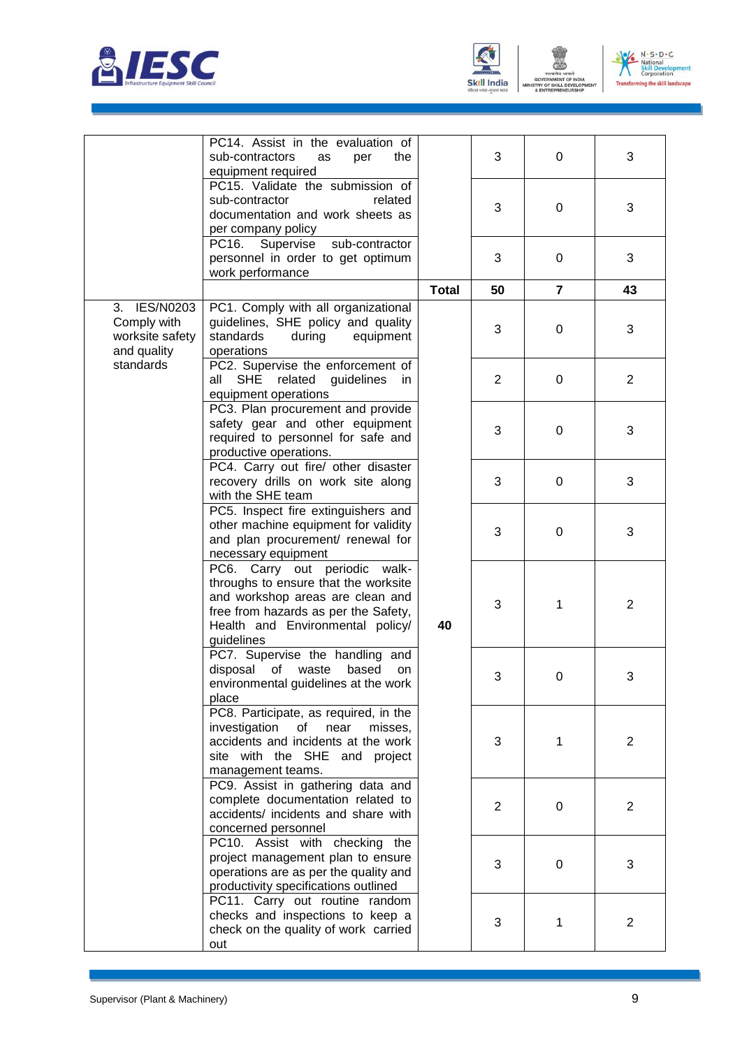| | PC14. Assist in the evaluation of sub-contractors as per the equipment required | | 3 | 0 | 3 |
|---|---|---|---|---|---|
| | PC15. Validate the submission of sub-contractor related documentation and work sheets as per company policy | | 3 | 0 | 3 |
| | PC16. Supervise sub-contractor personnel in order to get optimum work performance | | 3 | 0 | 3 |
| | | **Total** | **50** | **7** | **43** |
| 3. IES/N0203 Comply with worksite safety and quality standards | PC1. Comply with all organizational guidelines, SHE policy and quality standards during equipment operations | 40 | 3 | 0 | 3 |
| | PC2. Supervise the enforcement of all SHE related guidelines in equipment operations | | 2 | 0 | 2 |
| | PC3. Plan procurement and provide safety gear and other equipment required to personnel for safe and productive operations. | | 3 | 0 | 3 |
| | PC4. Carry out fire/ other disaster recovery drills on work site along with the SHE team | | 3 | 0 | 3 |
| | PC5. Inspect fire extinguishers and other machine equipment for validity and plan procurement/ renewal for necessary equipment | | 3 | 0 | 3 |
| | PC6. Carry out periodic walk-throughs to ensure that the worksite and workshop areas are clean and free from hazards as per the Safety, Health and Environmental policy/ guidelines | | 3 | 1 | 2 |
| | PC7. Supervise the handling and disposal of waste based on environmental guidelines at the work place | | 3 | 0 | 3 |
| | PC8. Participate, as required, in the investigation of near misses, accidents and incidents at the work site with the SHE and project management teams. | | 3 | 1 | 2 |
| | PC9. Assist in gathering data and complete documentation related to accidents/ incidents and share with concerned personnel | | 2 | 0 | 2 |
| | PC10. Assist with checking the project management plan to ensure operations are as per the quality and productivity specifications outlined | | 3 | 0 | 3 |
| | PC11. Carry out routine random checks and inspections to keep a check on the quality of work carried out | | 3 | 1 | 2 |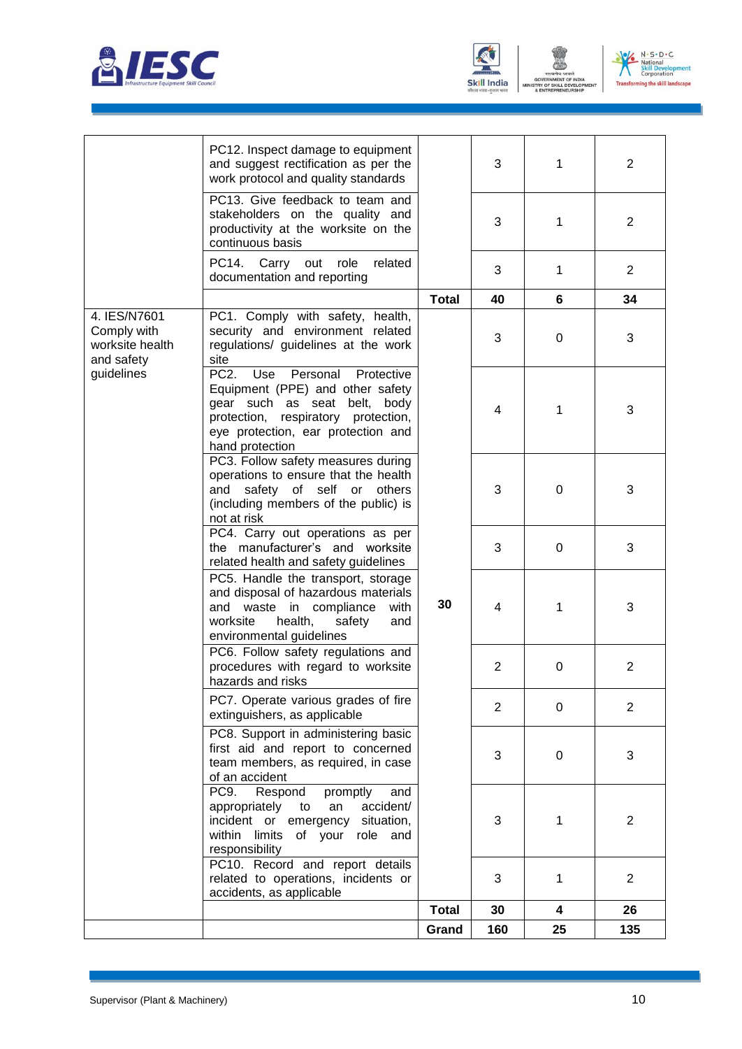| | | | | | |
|---|---|---|---|---|---|
| | PC12. Inspect damage to equipment and suggest rectification as per the work protocol and quality standards | | 3 | 1 | 2 |
| | PC13. Give feedback to team and stakeholders on the quality and productivity at the worksite on the continuous basis | | 3 | 1 | 2 |
| | PC14. Carry out role related documentation and reporting | | 3 | 1 | 2 |
| | | **Total** | **40** | **6** | **34** |
| 4. IES/N7601 Comply with worksite health and safety guidelines | PC1. Comply with safety, health, security and environment related regulations/ guidelines at the work site | **30** | 3 | 0 | 3 |
| | PC2. Use Personal Protective Equipment (PPE) and other safety gear such as seat belt, body protection, respiratory protection, eye protection, ear protection and hand protection | | 4 | 1 | 3 |
| | PC3. Follow safety measures during operations to ensure that the health and safety of self or others (including members of the public) is not at risk | | 3 | 0 | 3 |
| | PC4. Carry out operations as per the manufacturer's and worksite related health and safety guidelines | | 3 | 0 | 3 |
| | PC5. Handle the transport, storage and disposal of hazardous materials and waste in compliance with worksite health, safety and environmental guidelines | | 4 | 1 | 3 |
| | PC6. Follow safety regulations and procedures with regard to worksite hazards and risks | | 2 | 0 | 2 |
| | PC7. Operate various grades of fire extinguishers, as applicable | | 2 | 0 | 2 |
| | PC8. Support in administering basic first aid and report to concerned team members, as required, in case of an accident | | 3 | 0 | 3 |
| | PC9. Respond promptly and appropriately to an accident/ incident or emergency situation, within limits of your role and responsibility | | 3 | 1 | 2 |
| | PC10. Record and report details related to operations, incidents or accidents, as applicable | | 3 | 1 | 2 |
| | | **Total** | **30** | **4** | **26** |
| | | **Grand** | **160** | **25** | **135** |